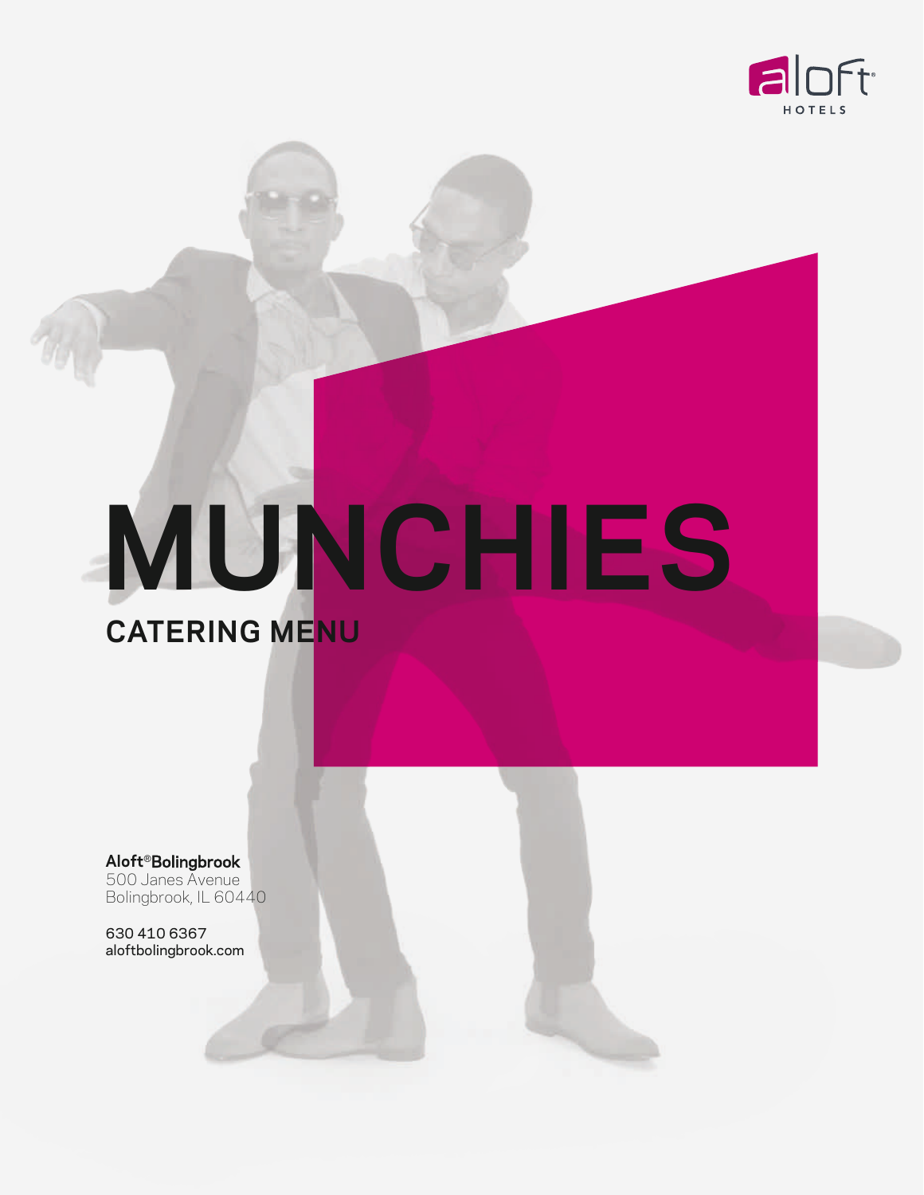aloft HOTELS

# MUNCHIES

## CATERING MENU

**Aloft® Bolingbrook**
500 Janes Avenue
Bolingbrook, IL 60440

630 410 6367
aloftbolingbrook.com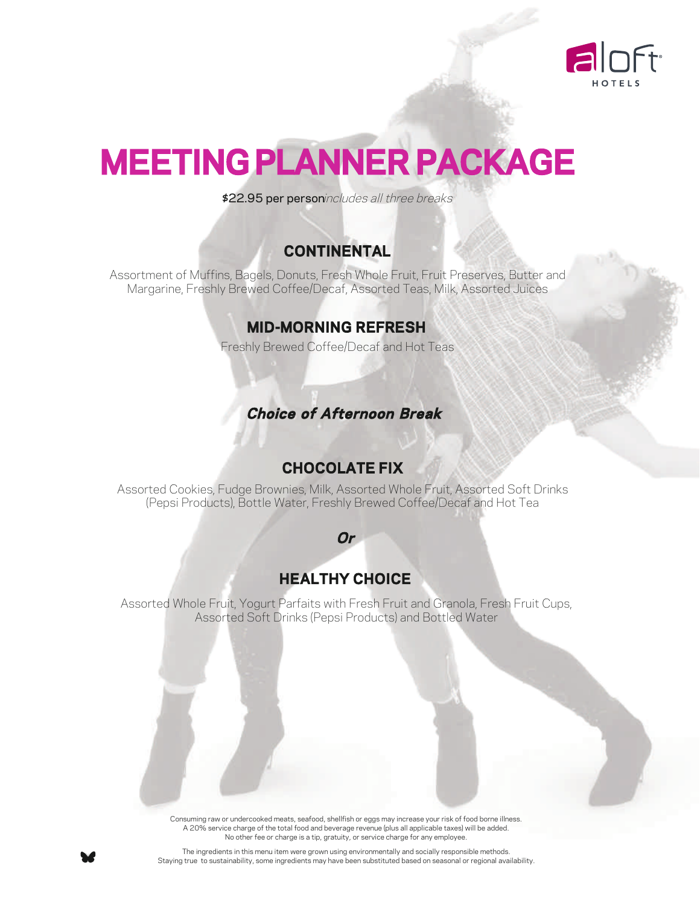# MEETING PLANNER PACKAGE

$22.95 per person *includes all three breaks*

## CONTINENTAL

Assortment of Muffins, Bagels, Donuts, Fresh Whole Fruit, Fruit Preserves, Butter and Margarine, Freshly Brewed Coffee/Decaf, Assorted Teas, Milk, Assorted Juices

## MID-MORNING REFRESH

Freshly Brewed Coffee/Decaf and Hot Teas

### *Choice of Afternoon Break*

## CHOCOLATE FIX

Assorted Cookies, Fudge Brownies, Milk, Assorted Whole Fruit, Assorted Soft Drinks (Pepsi Products), Bottle Water, Freshly Brewed Coffee/Decaf and Hot Tea

***Or***

## HEALTHY CHOICE

Assorted Whole Fruit, Yogurt Parfaits with Fresh Fruit and Granola, Fresh Fruit Cups, Assorted Soft Drinks (Pepsi Products) and Bottled Water

Consuming raw or undercooked meats, seafood, shellfish or eggs may increase your risk of food borne illness.
A 20% service charge of the total food and beverage revenue (plus all applicable taxes) will be added.
No other fee or charge is a tip, gratuity, or service charge for any employee.

The ingredients in this menu item were grown using environmentally and socially responsible methods.
Staying true to sustainability, some ingredients may have been substituted based on seasonal or regional availability.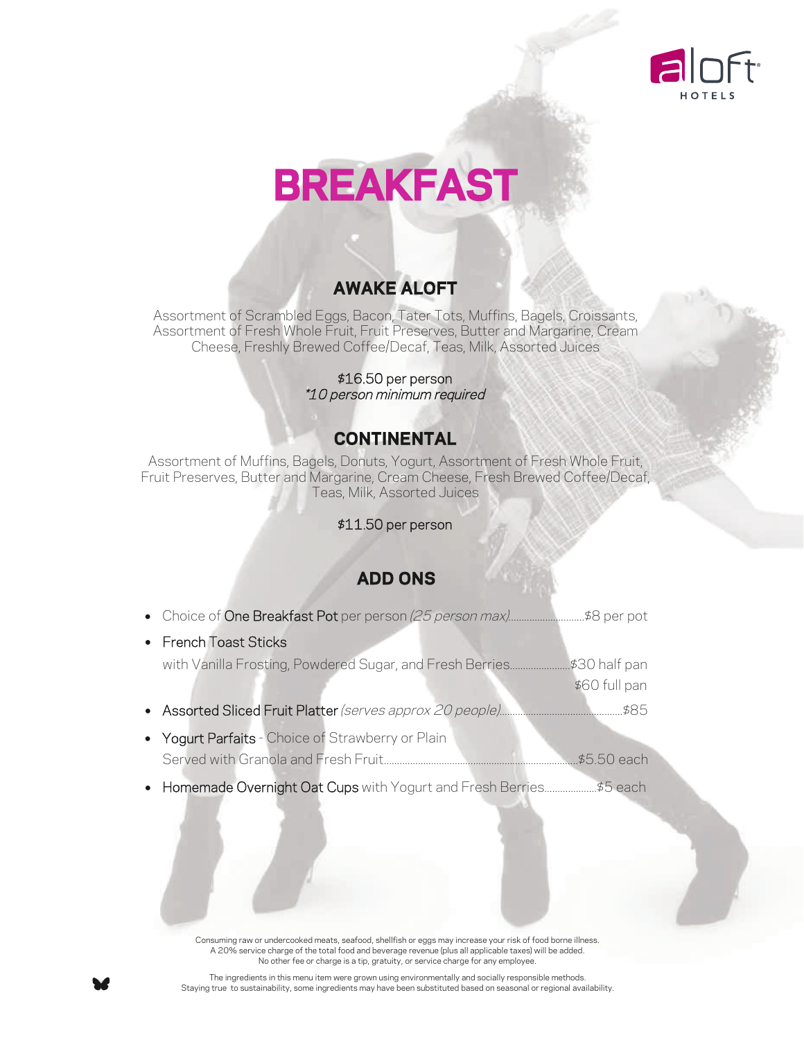# BREAKFAST

## AWAKE ALOFT

Assortment of Scrambled Eggs, Bacon, Tater Tots, Muffins, Bagels, Croissants, Assortment of Fresh Whole Fruit, Fruit Preserves, Butter and Margarine, Cream Cheese, Freshly Brewed Coffee/Decaf, Teas, Milk, Assorted Juices

$16.50 per person
*\*10 person minimum required*

## CONTINENTAL

Assortment of Muffins, Bagels, Donuts, Yogurt, Assortment of Fresh Whole Fruit, Fruit Preserves, Butter and Margarine, Cream Cheese, Fresh Brewed Coffee/Decaf, Teas, Milk, Assorted Juices

$11.50 per person

## ADD ONS

- Choice of One Breakfast Pot per person *(25 person max)*............................$8 per pot
- French Toast Sticks
  with Vanilla Frosting, Powdered Sugar, and Fresh Berries......................$30 half pan
  $60 full pan
- Assorted Sliced Fruit Platter *(serves approx 20 people)*..............................................$85
- Yogurt Parfaits - Choice of Strawberry or Plain
  Served with Granola and Fresh Fruit.........................................................................$5.50 each
- Homemade Overnight Oat Cups with Yogurt and Fresh Berries...................$5 each

Consuming raw or undercooked meats, seafood, shellfish or eggs may increase your risk of food borne illness.
A 20% service charge of the total food and beverage revenue (plus all applicable taxes) will be added.
No other fee or charge is a tip, gratuity, or service charge for any employee.

The ingredients in this menu item were grown using environmentally and socially responsible methods.
Staying true to sustainability, some ingredients may have been substituted based on seasonal or regional availability.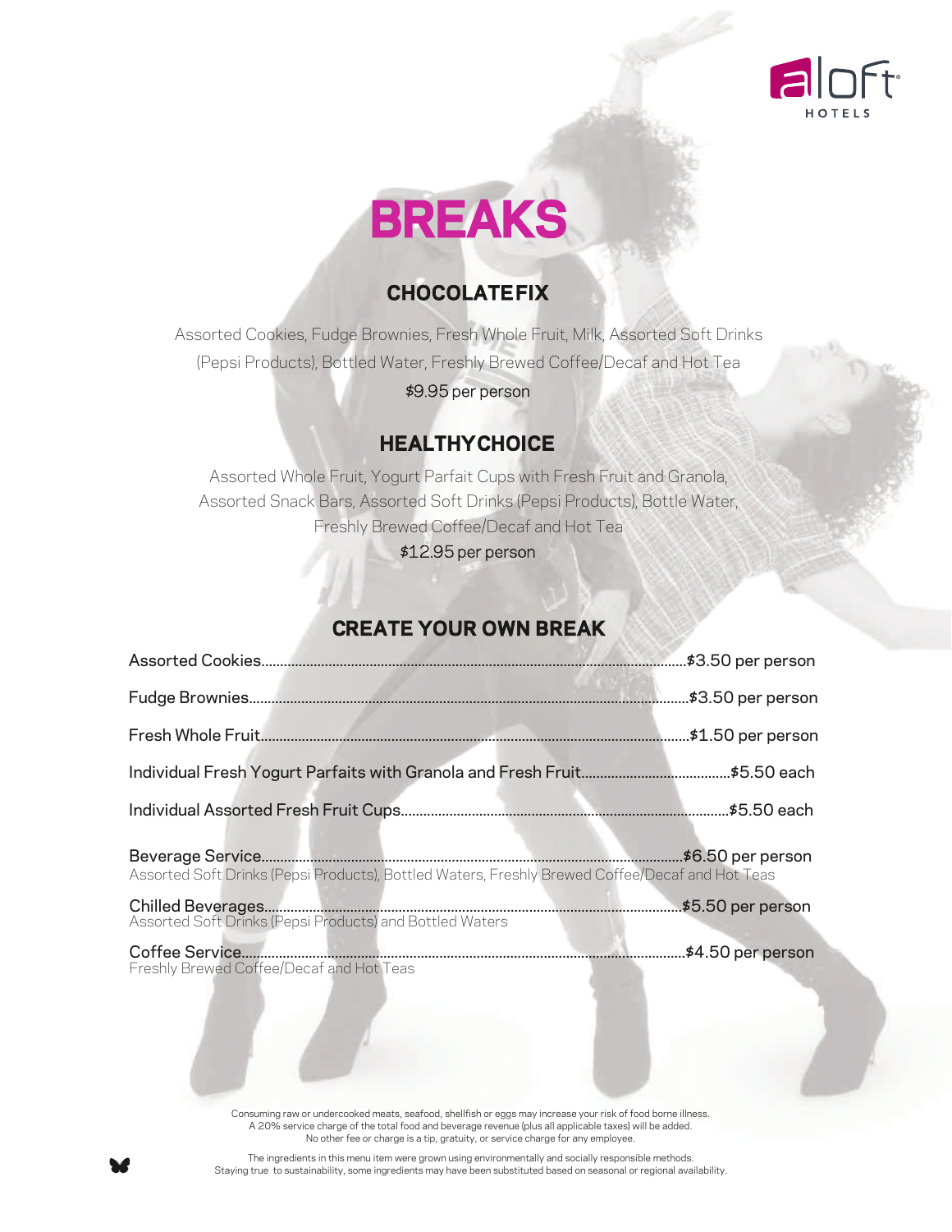# BREAKS

## CHOCOLATE FIX

Assorted Cookies, Fudge Brownies, Fresh Whole Fruit, Milk, Assorted Soft Drinks (Pepsi Products), Bottled Water, Freshly Brewed Coffee/Decaf and Hot Tea

$9.95 per person

## HEALTHY CHOICE

Assorted Whole Fruit, Yogurt Parfait Cups with Fresh Fruit and Granola, Assorted Snack Bars, Assorted Soft Drinks (Pepsi Products), Bottle Water, Freshly Brewed Coffee/Decaf and Hot Tea

$12.95 per person

## CREATE YOUR OWN BREAK

Assorted Cookies....................$3.50 per person

Fudge Brownies....................$3.50 per person

Fresh Whole Fruit....................$1.50 per person

Individual Fresh Yogurt Parfaits with Granola and Fresh Fruit....................$5.50 each

Individual Assorted Fresh Fruit Cups....................$5.50 each

Beverage Service....................$6.50 per person
Assorted Soft Drinks (Pepsi Products), Bottled Waters, Freshly Brewed Coffee/Decaf and Hot Teas

Chilled Beverages....................$5.50 per person
Assorted Soft Drinks (Pepsi Products) and Bottled Waters

Coffee Service....................$4.50 per person
Freshly Brewed Coffee/Decaf and Hot Teas

Consuming raw or undercooked meats, seafood, shellfish or eggs may increase your risk of food borne illness.
A 20% service charge of the total food and beverage revenue (plus all applicable taxes) will be added.
No other fee or charge is a tip, gratuity, or service charge for any employee.

The ingredients in this menu item were grown using environmentally and socially responsible methods.
Staying true to sustainability, some ingredients may have been substituted based on seasonal or regional availability.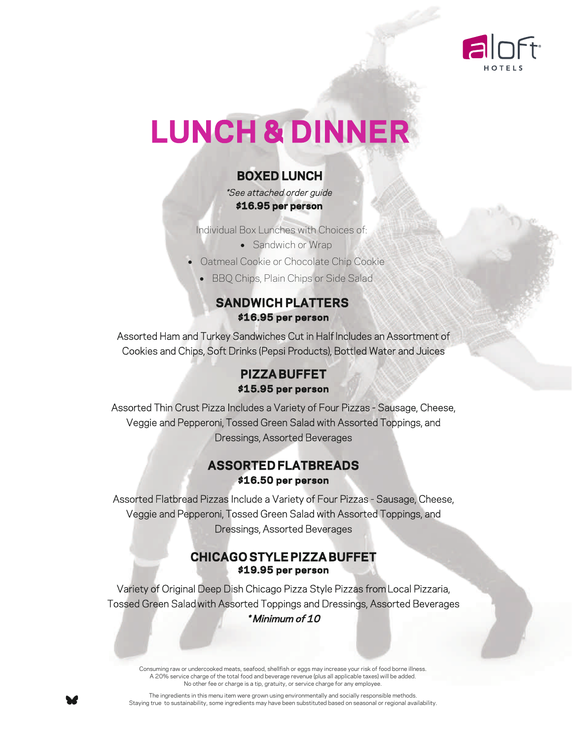# LUNCH & DINNER

## BOXED LUNCH

*\*See attached order guide*

**$16.95 per person**

Individual Box Lunches with Choices of:

- Sandwich or Wrap
- Oatmeal Cookie or Chocolate Chip Cookie
- BBQ Chips, Plain Chips or Side Salad

## SANDWICH PLATTERS

**$16.95 per person**

Assorted Ham and Turkey Sandwiches Cut in Half Includes an Assortment of Cookies and Chips, Soft Drinks (Pepsi Products), Bottled Water and Juices

## PIZZA BUFFET

**$15.95 per person**

Assorted Thin Crust Pizza Includes a Variety of Four Pizzas - Sausage, Cheese, Veggie and Pepperoni, Tossed Green Salad with Assorted Toppings, and Dressings, Assorted Beverages

## ASSORTED FLATBREADS

**$16.50 per person**

Assorted Flatbread Pizzas Include a Variety of Four Pizzas - Sausage, Cheese, Veggie and Pepperoni, Tossed Green Salad with Assorted Toppings, and Dressings, Assorted Beverages

## CHICAGO STYLE PIZZA BUFFET

**$19.95 per person**

Variety of Original Deep Dish Chicago Pizza Style Pizzas from Local Pizzaria, Tossed Green Salad with Assorted Toppings and Dressings, Assorted Beverages

***Minimum of 10***

Consuming raw or undercooked meats, seafood, shellfish or eggs may increase your risk of food borne illness.
A 20% service charge of the total food and beverage revenue (plus all applicable taxes) will be added.
No other fee or charge is a tip, gratuity, or service charge for any employee.

The ingredients in this menu item were grown using environmentally and socially responsible methods.
Staying true to sustainability, some ingredients may have been substituted based on seasonal or regional availability.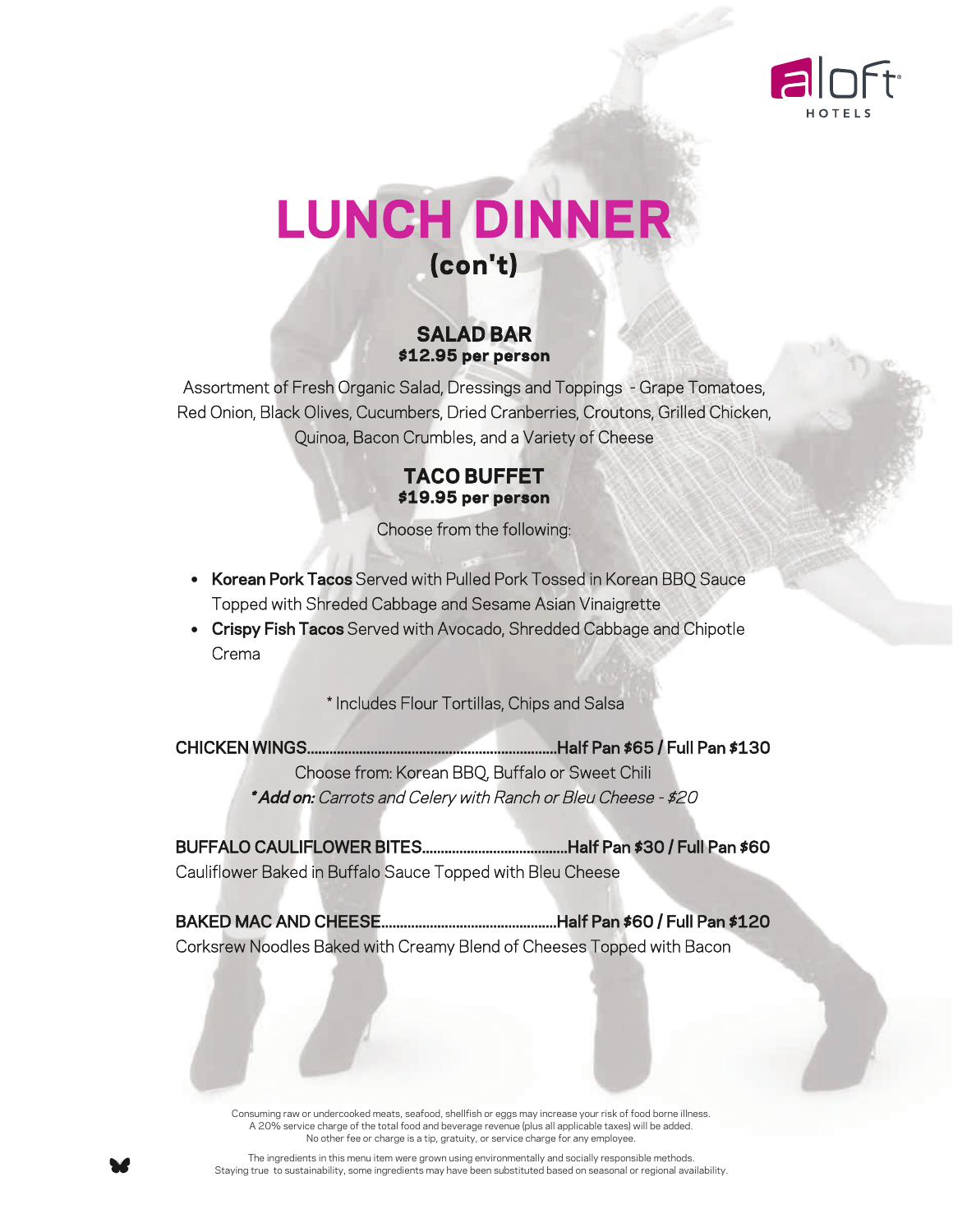# LUNCH DINNER

## (con't)

### SALAD BAR

**$12.95 per person**

Assortment of Fresh Organic Salad, Dressings and Toppings - Grape Tomatoes, Red Onion, Black Olives, Cucumbers, Dried Cranberries, Croutons, Grilled Chicken, Quinoa, Bacon Crumbles, and a Variety of Cheese

### TACO BUFFET

**$19.95 per person**

Choose from the following:

- **Korean Pork Tacos** Served with Pulled Pork Tossed in Korean BBQ Sauce Topped with Shredded Cabbage and Sesame Asian Vinaigrette
- **Crispy Fish Tacos** Served with Avocado, Shredded Cabbage and Chipotle Crema

* Includes Flour Tortillas, Chips and Salsa

**CHICKEN WINGS..................................................................Half Pan $65 / Full Pan $130**

Choose from: Korean BBQ, Buffalo or Sweet Chili

***Add on:** *Carrots and Celery with Ranch or Bleu Cheese - $20*

**BUFFALO CAULIFLOWER BITES.......................................Half Pan $30 / Full Pan $60**

Cauliflower Baked in Buffalo Sauce Topped with Bleu Cheese

**BAKED MAC AND CHEESE...............................................Half Pan $60 / Full Pan $120**

Corksrew Noodles Baked with Creamy Blend of Cheeses Topped with Bacon

Consuming raw or undercooked meats, seafood, shellfish or eggs may increase your risk of food borne illness.
A 20% service charge of the total food and beverage revenue (plus all applicable taxes) will be added.
No other fee or charge is a tip, gratuity, or service charge for any employee.

The ingredients in this menu item were grown using environmentally and socially responsible methods.
Staying true to sustainability, some ingredients may have been substituted based on seasonal or regional availability.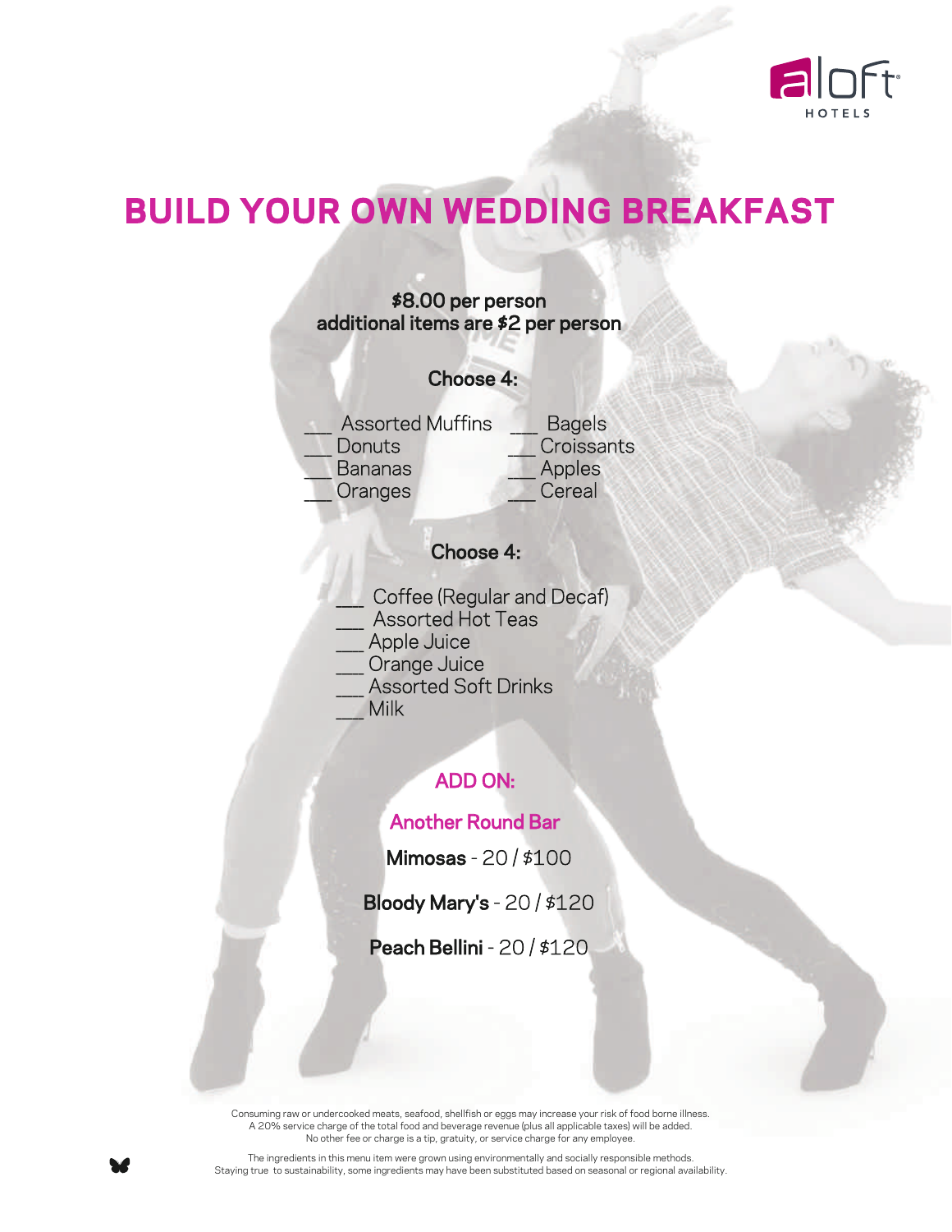# BUILD YOUR OWN WEDDING BREAKFAST

**$8.00 per person**
**additional items are $2 per person**

**Choose 4:**

___ Assorted Muffins
___ Donuts
___ Bananas
___ Oranges
___ Bagels
___ Croissants
___ Apples
___ Cereal

**Choose 4:**

___ Coffee (Regular and Decaf)
___ Assorted Hot Teas
___ Apple Juice
___ Orange Juice
___ Assorted Soft Drinks
___ Milk

## ADD ON:

### Another Round Bar

**Mimosas** - 20 / $100

**Bloody Mary's** - 20 / $120

**Peach Bellini** - 20 / $120

Consuming raw or undercooked meats, seafood, shellfish or eggs may increase your risk of food borne illness.
A 20% service charge of the total food and beverage revenue (plus all applicable taxes) will be added.
No other fee or charge is a tip, gratuity, or service charge for any employee.

The ingredients in this menu item were grown using environmentally and socially responsible methods.
Staying true to sustainability, some ingredients may have been substituted based on seasonal or regional availability.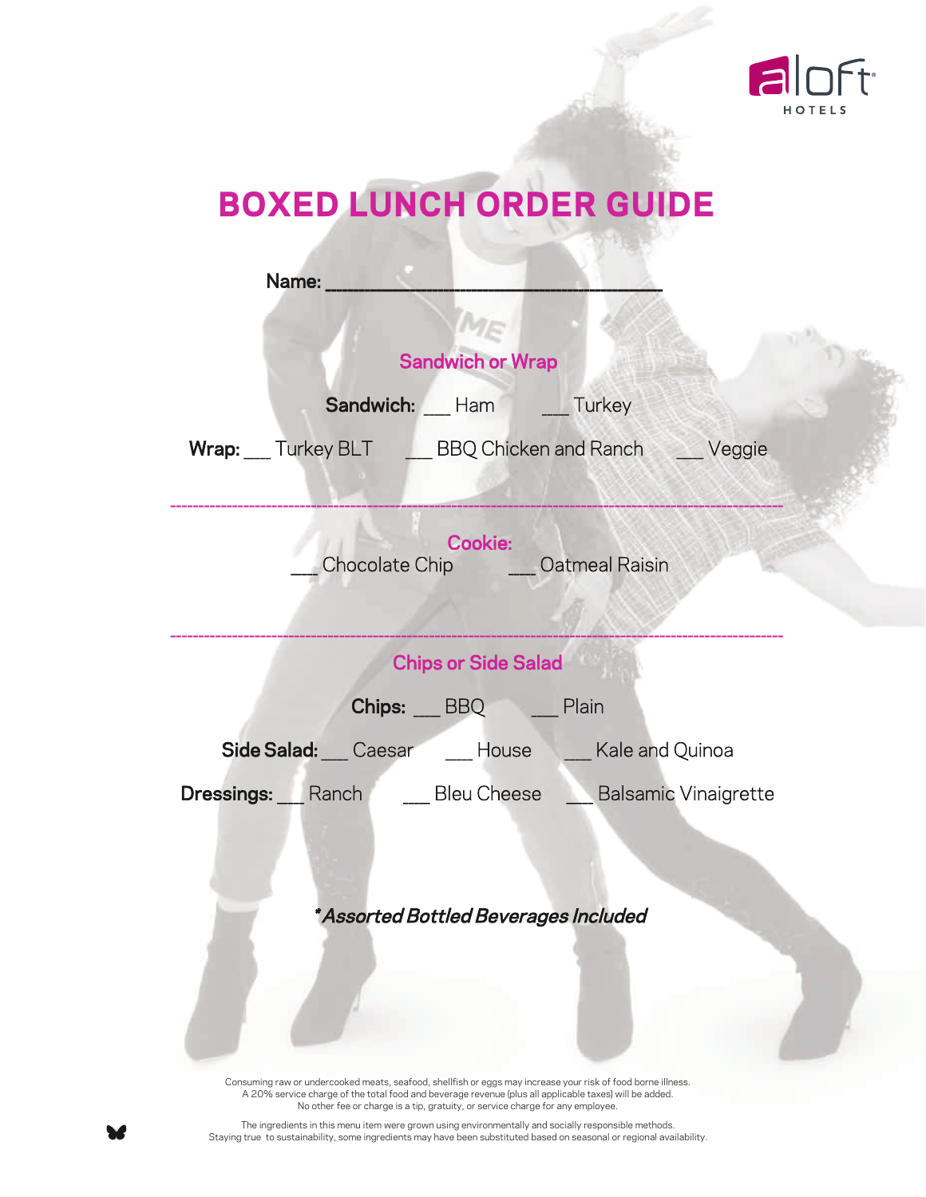# BOXED LUNCH ORDER GUIDE

**Name:** ___________________________________________

## Sandwich or Wrap

**Sandwich:** ___ Ham ___ Turkey

**Wrap:** ___ Turkey BLT ___ BBQ Chicken and Ranch ___ Veggie

---

## Cookie:

___ Chocolate Chip ___ Oatmeal Raisin

---

## Chips or Side Salad

**Chips:** ___ BBQ ___ Plain

**Side Salad:** ___ Caesar ___ House ___ Kale and Quinoa

**Dressings:** ___ Ranch ___ Bleu Cheese ___ Balsamic Vinaigrette

***Assorted Bottled Beverages Included***

Consuming raw or undercooked meats, seafood, shellfish or eggs may increase your risk of food borne illness.
A 20% service charge of the total food and beverage revenue (plus all applicable taxes) will be added.
No other fee or charge is a tip, gratuity, or service charge for any employee.

The ingredients in this menu item were grown using environmentally and socially responsible methods.
Staying true to sustainability, some ingredients may have been substituted based on seasonal or regional availability.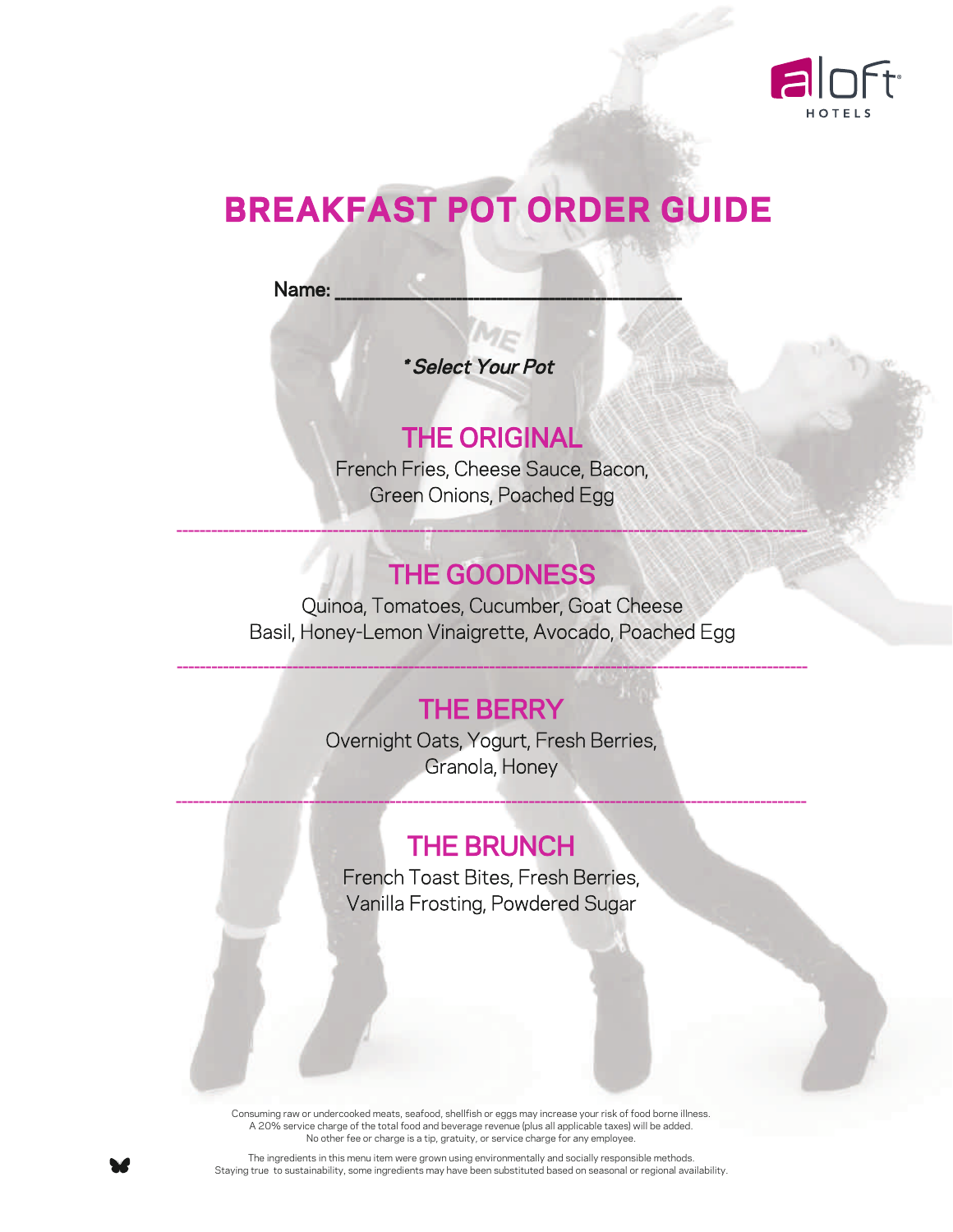# BREAKFAST POT ORDER GUIDE

**Name:** ________________________________

***Select Your Pot**

## THE ORIGINAL

French Fries, Cheese Sauce, Bacon, Green Onions, Poached Egg

---

## THE GOODNESS

Quinoa, Tomatoes, Cucumber, Goat Cheese Basil, Honey-Lemon Vinaigrette, Avocado, Poached Egg

---

## THE BERRY

Overnight Oats, Yogurt, Fresh Berries, Granola, Honey

---

## THE BRUNCH

French Toast Bites, Fresh Berries, Vanilla Frosting, Powdered Sugar

Consuming raw or undercooked meats, seafood, shellfish or eggs may increase your risk of food borne illness.
A 20% service charge of the total food and beverage revenue (plus all applicable taxes) will be added.
No other fee or charge is a tip, gratuity, or service charge for any employee.

The ingredients in this menu item were grown using environmentally and socially responsible methods.
Staying true to sustainability, some ingredients may have been substituted based on seasonal or regional availability.